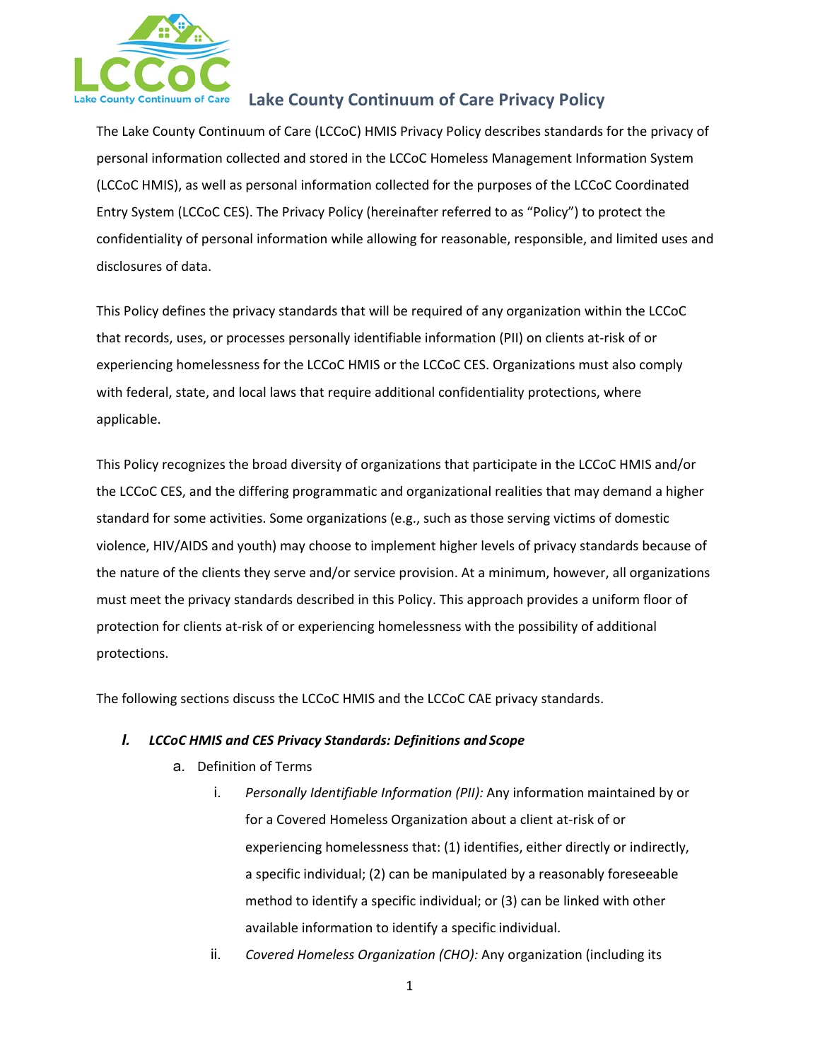# Lake County Continuum of Care Privacy Policy

The Lake County Continuum of Care (LCCoC) HMIS Privacy Policy describes standards for the privacy of personal information collected and stored in the LCCoC Homeless Management Information System (LCCoC HMIS), as well as personal information collected for the purposes of the LCCoC Coordinated Entry System (LCCoC CES). The Privacy Policy (hereinafter referred to as "Policy") to protect the confidentiality of personal information while allowing for reasonable, responsible, and limited uses and disclosures of data.

This Policy defines the privacy standards that will be required of any organization within the LCCoC that records, uses, or processes personally identifiable information (PII) on clients at-risk of or experiencing homelessness for the LCCoC HMIS or the LCCoC CES. Organizations must also comply with federal, state, and local laws that require additional confidentiality protections, where applicable.

This Policy recognizes the broad diversity of organizations that participate in the LCCoC HMIS and/or the LCCoC CES, and the differing programmatic and organizational realities that may demand a higher standard for some activities. Some organizations (e.g., such as those serving victims of domestic violence, HIV/AIDS and youth) may choose to implement higher levels of privacy standards because of the nature of the clients they serve and/or service provision. At a minimum, however, all organizations must meet the privacy standards described in this Policy. This approach provides a uniform floor of protection for clients at-risk of or experiencing homelessness with the possibility of additional protections.

The following sections discuss the LCCoC HMIS and the LCCoC CAE privacy standards.

## I. *LCCoC HMIS and CES Privacy Standards: Definitions and Scope*

a. Definition of Terms

   i. *Personally Identifiable Information (PII):* Any information maintained by or for a Covered Homeless Organization about a client at-risk of or experiencing homelessness that: (1) identifies, either directly or indirectly, a specific individual; (2) can be manipulated by a reasonably foreseeable method to identify a specific individual; or (3) can be linked with other available information to identify a specific individual.

   ii. *Covered Homeless Organization (CHO):* Any organization (including its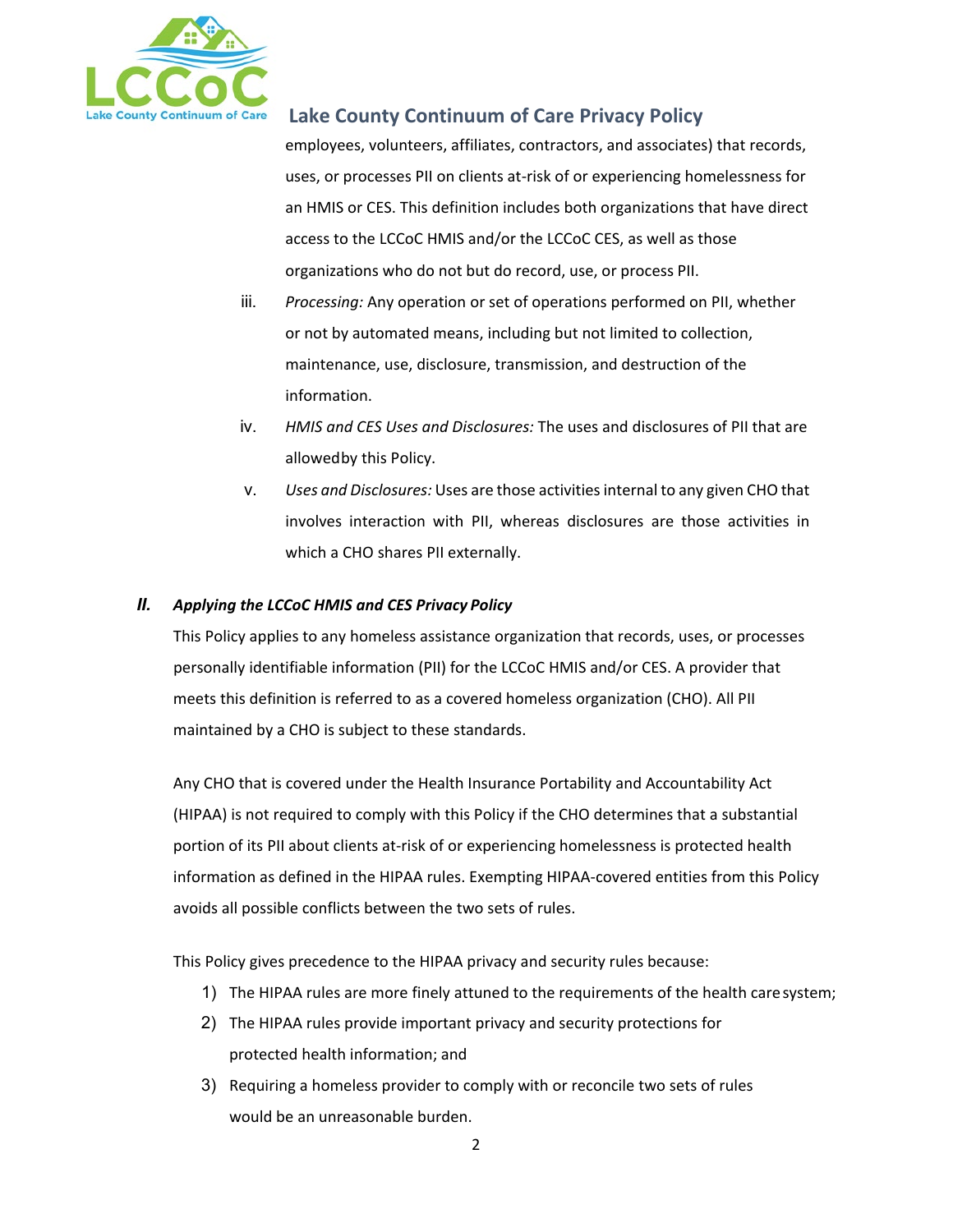employees, volunteers, affiliates, contractors, and associates) that records, uses, or processes PII on clients at-risk of or experiencing homelessness for an HMIS or CES. This definition includes both organizations that have direct access to the LCCoC HMIS and/or the LCCoC CES, as well as those organizations who do not but do record, use, or process PII.

iii. *Processing:* Any operation or set of operations performed on PII, whether or not by automated means, including but not limited to collection, maintenance, use, disclosure, transmission, and destruction of the information.

iv. *HMIS and CES Uses and Disclosures:* The uses and disclosures of PII that are allowedby this Policy.

v. *Uses and Disclosures:* Uses are those activities internal to any given CHO that involves interaction with PII, whereas disclosures are those activities in which a CHO shares PII externally.

## *II. Applying the LCCoC HMIS and CES Privacy Policy*

This Policy applies to any homeless assistance organization that records, uses, or processes personally identifiable information (PII) for the LCCoC HMIS and/or CES. A provider that meets this definition is referred to as a covered homeless organization (CHO). All PII maintained by a CHO is subject to these standards.

Any CHO that is covered under the Health Insurance Portability and Accountability Act (HIPAA) is not required to comply with this Policy if the CHO determines that a substantial portion of its PII about clients at-risk of or experiencing homelessness is protected health information as defined in the HIPAA rules. Exempting HIPAA-covered entities from this Policy avoids all possible conflicts between the two sets of rules.

This Policy gives precedence to the HIPAA privacy and security rules because:

1) The HIPAA rules are more finely attuned to the requirements of the health care system;
2) The HIPAA rules provide important privacy and security protections for protected health information; and
3) Requiring a homeless provider to comply with or reconcile two sets of rules would be an unreasonable burden.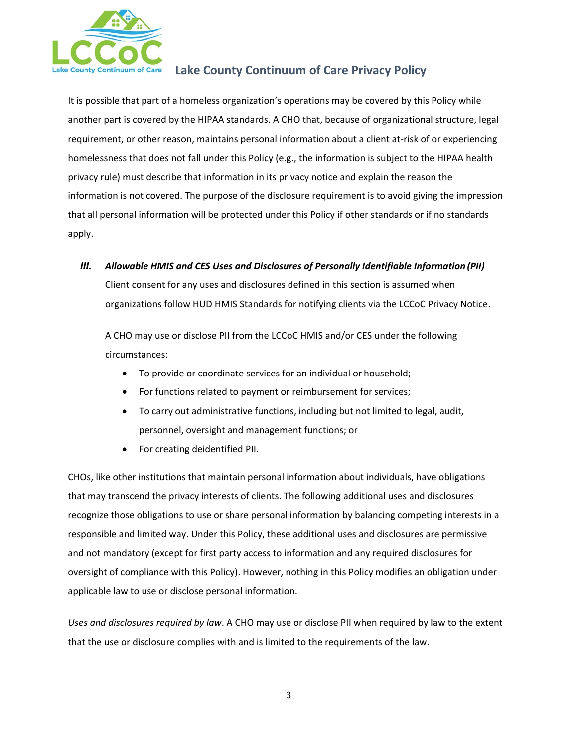It is possible that part of a homeless organization's operations may be covered by this Policy while another part is covered by the HIPAA standards. A CHO that, because of organizational structure, legal requirement, or other reason, maintains personal information about a client at-risk of or experiencing homelessness that does not fall under this Policy (e.g., the information is subject to the HIPAA health privacy rule) must describe that information in its privacy notice and explain the reason the information is not covered. The purpose of the disclosure requirement is to avoid giving the impression that all personal information will be protected under this Policy if other standards or if no standards apply.

### *III. Allowable HMIS and CES Uses and Disclosures of Personally Identifiable Information (PII)*

Client consent for any uses and disclosures defined in this section is assumed when organizations follow HUD HMIS Standards for notifying clients via the LCCoC Privacy Notice.

A CHO may use or disclose PII from the LCCoC HMIS and/or CES under the following circumstances:

- To provide or coordinate services for an individual or household;
- For functions related to payment or reimbursement for services;
- To carry out administrative functions, including but not limited to legal, audit, personnel, oversight and management functions; or
- For creating deidentified PII.

CHOs, like other institutions that maintain personal information about individuals, have obligations that may transcend the privacy interests of clients. The following additional uses and disclosures recognize those obligations to use or share personal information by balancing competing interests in a responsible and limited way. Under this Policy, these additional uses and disclosures are permissive and not mandatory (except for first party access to information and any required disclosures for oversight of compliance with this Policy). However, nothing in this Policy modifies an obligation under applicable law to use or disclose personal information.

*Uses and disclosures required by law*. A CHO may use or disclose PII when required by law to the extent that the use or disclosure complies with and is limited to the requirements of the law.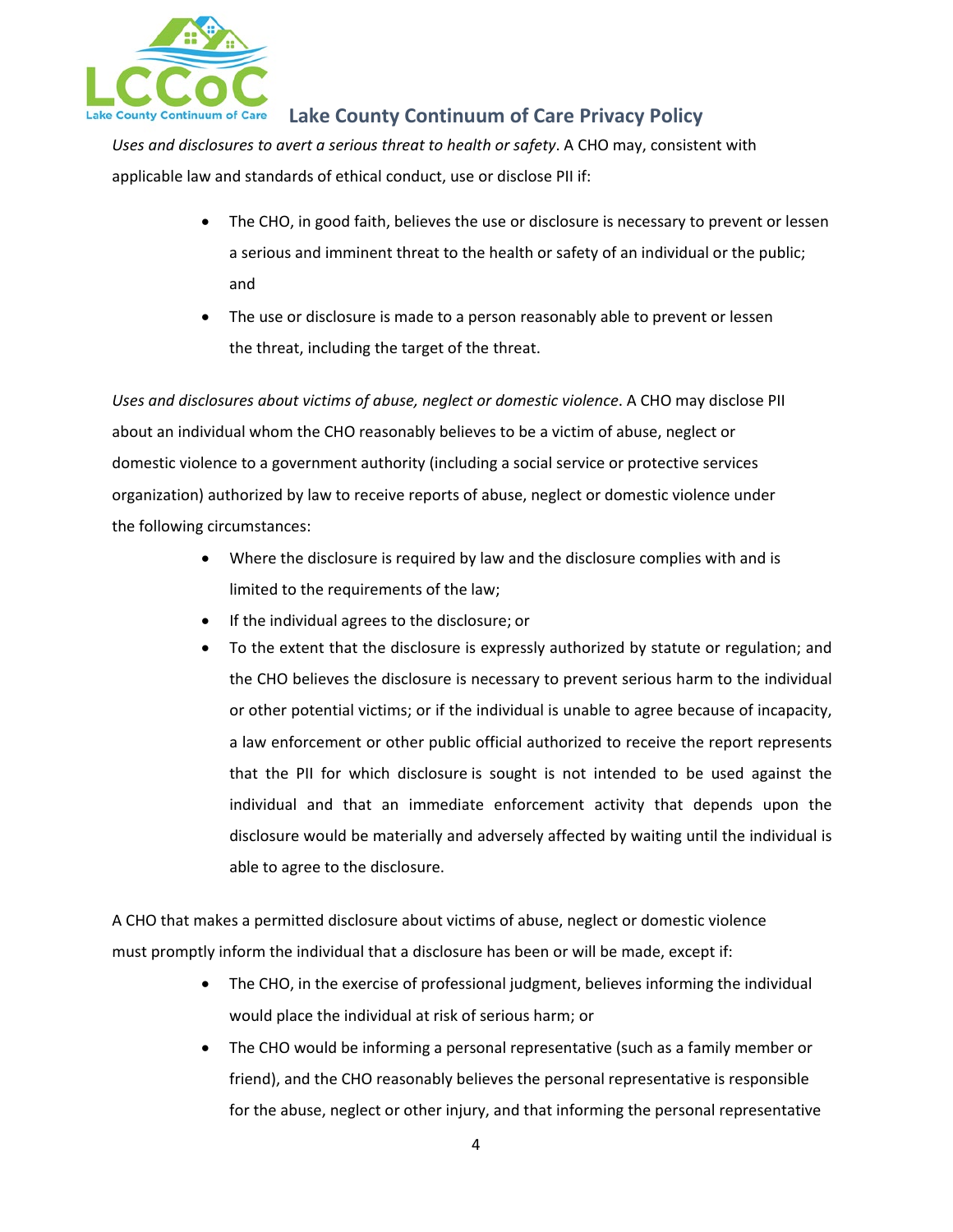*Uses and disclosures to avert a serious threat to health or safety*. A CHO may, consistent with applicable law and standards of ethical conduct, use or disclose PII if:

- The CHO, in good faith, believes the use or disclosure is necessary to prevent or lessen a serious and imminent threat to the health or safety of an individual or the public; and
- The use or disclosure is made to a person reasonably able to prevent or lessen the threat, including the target of the threat.

*Uses and disclosures about victims of abuse, neglect or domestic violence*. A CHO may disclose PII about an individual whom the CHO reasonably believes to be a victim of abuse, neglect or domestic violence to a government authority (including a social service or protective services organization) authorized by law to receive reports of abuse, neglect or domestic violence under the following circumstances:

- Where the disclosure is required by law and the disclosure complies with and is limited to the requirements of the law;
- If the individual agrees to the disclosure; or
- To the extent that the disclosure is expressly authorized by statute or regulation; and the CHO believes the disclosure is necessary to prevent serious harm to the individual or other potential victims; or if the individual is unable to agree because of incapacity, a law enforcement or other public official authorized to receive the report represents that the PII for which disclosure is sought is not intended to be used against the individual and that an immediate enforcement activity that depends upon the disclosure would be materially and adversely affected by waiting until the individual is able to agree to the disclosure.

A CHO that makes a permitted disclosure about victims of abuse, neglect or domestic violence must promptly inform the individual that a disclosure has been or will be made, except if:

- The CHO, in the exercise of professional judgment, believes informing the individual would place the individual at risk of serious harm; or
- The CHO would be informing a personal representative (such as a family member or friend), and the CHO reasonably believes the personal representative is responsible for the abuse, neglect or other injury, and that informing the personal representative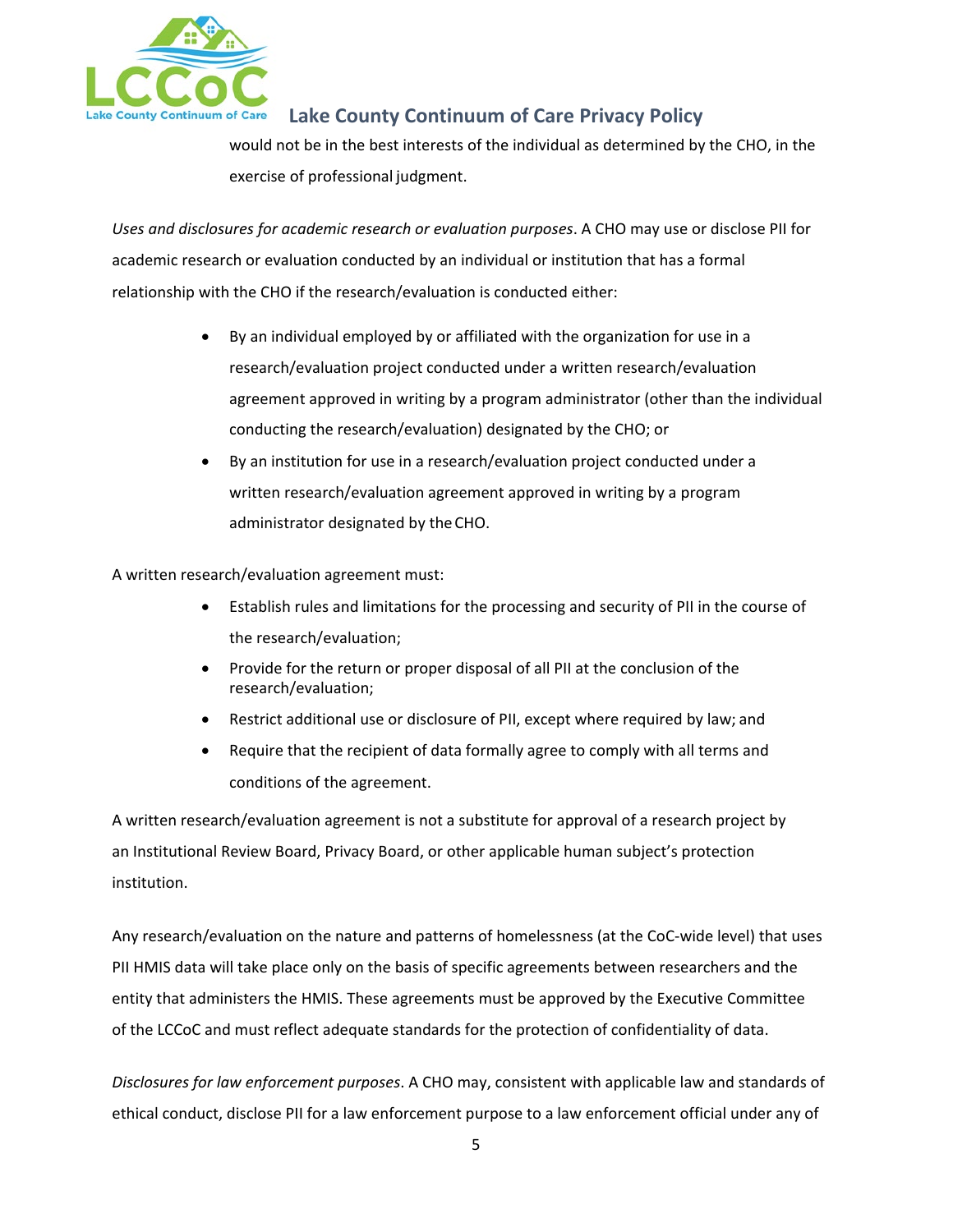would not be in the best interests of the individual as determined by the CHO, in the exercise of professional judgment.

*Uses and disclosures for academic research or evaluation purposes*. A CHO may use or disclose PII for academic research or evaluation conducted by an individual or institution that has a formal relationship with the CHO if the research/evaluation is conducted either:

- By an individual employed by or affiliated with the organization for use in a research/evaluation project conducted under a written research/evaluation agreement approved in writing by a program administrator (other than the individual conducting the research/evaluation) designated by the CHO; or
- By an institution for use in a research/evaluation project conducted under a written research/evaluation agreement approved in writing by a program administrator designated by the CHO.

A written research/evaluation agreement must:

- Establish rules and limitations for the processing and security of PII in the course of the research/evaluation;
- Provide for the return or proper disposal of all PII at the conclusion of the research/evaluation;
- Restrict additional use or disclosure of PII, except where required by law; and
- Require that the recipient of data formally agree to comply with all terms and conditions of the agreement.

A written research/evaluation agreement is not a substitute for approval of a research project by an Institutional Review Board, Privacy Board, or other applicable human subject's protection institution.

Any research/evaluation on the nature and patterns of homelessness (at the CoC-wide level) that uses PII HMIS data will take place only on the basis of specific agreements between researchers and the entity that administers the HMIS. These agreements must be approved by the Executive Committee of the LCCoC and must reflect adequate standards for the protection of confidentiality of data.

*Disclosures for law enforcement purposes*. A CHO may, consistent with applicable law and standards of ethical conduct, disclose PII for a law enforcement purpose to a law enforcement official under any of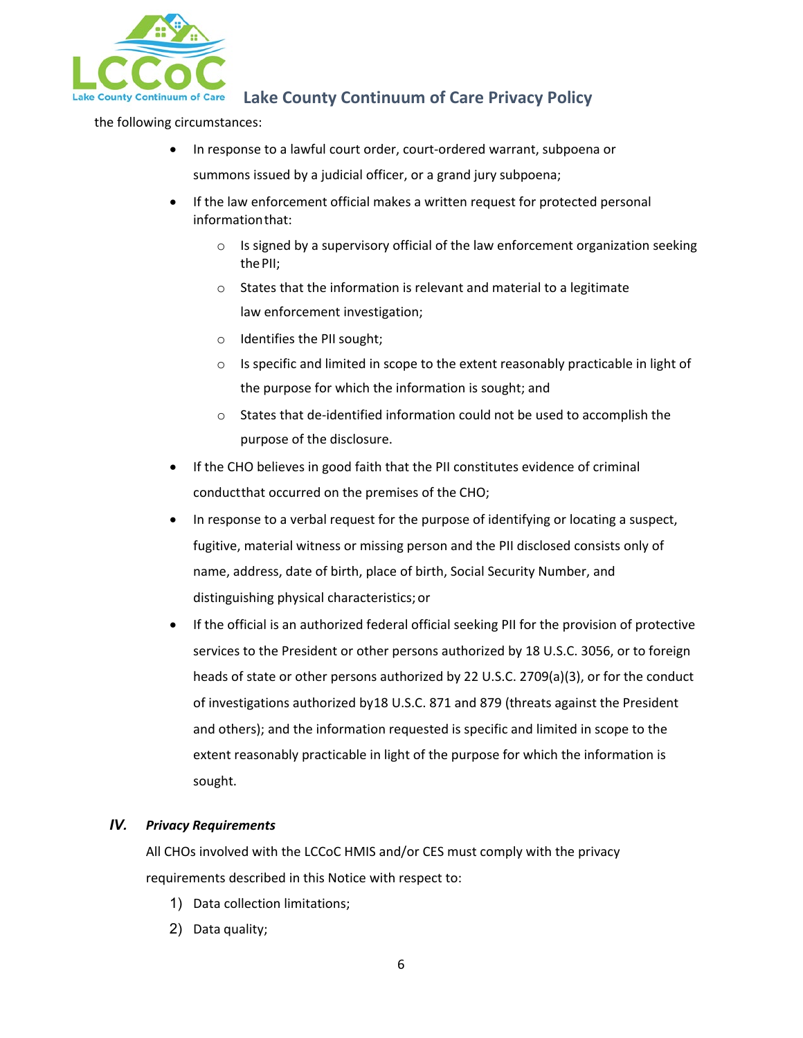the following circumstances:

- In response to a lawful court order, court-ordered warrant, subpoena or summons issued by a judicial officer, or a grand jury subpoena;
- If the law enforcement official makes a written request for protected personal information that:
    - Is signed by a supervisory official of the law enforcement organization seeking the PII;
    - States that the information is relevant and material to a legitimate law enforcement investigation;
    - Identifies the PII sought;
    - Is specific and limited in scope to the extent reasonably practicable in light of the purpose for which the information is sought; and
    - States that de-identified information could not be used to accomplish the purpose of the disclosure.
- If the CHO believes in good faith that the PII constitutes evidence of criminal conduct that occurred on the premises of the CHO;
- In response to a verbal request for the purpose of identifying or locating a suspect, fugitive, material witness or missing person and the PII disclosed consists only of name, address, date of birth, place of birth, Social Security Number, and distinguishing physical characteristics; or
- If the official is an authorized federal official seeking PII for the provision of protective services to the President or other persons authorized by 18 U.S.C. 3056, or to foreign heads of state or other persons authorized by 22 U.S.C. 2709(a)(3), or for the conduct of investigations authorized by 18 U.S.C. 871 and 879 (threats against the President and others); and the information requested is specific and limited in scope to the extent reasonably practicable in light of the purpose for which the information is sought.

## *IV. Privacy Requirements*

All CHOs involved with the LCCoC HMIS and/or CES must comply with the privacy requirements described in this Notice with respect to:

1) Data collection limitations;
2) Data quality;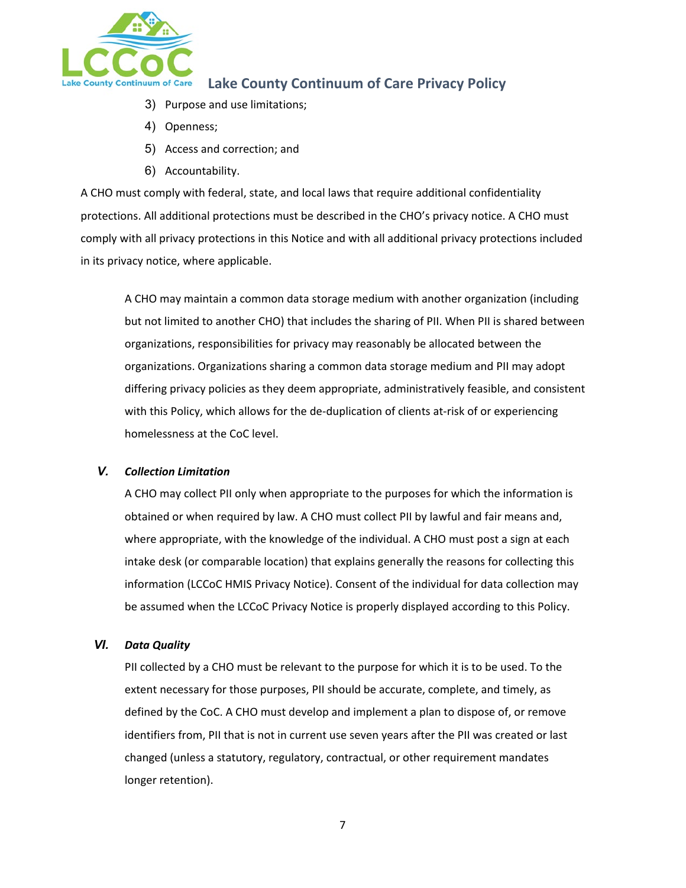3) Purpose and use limitations;
4) Openness;
5) Access and correction; and
6) Accountability.

A CHO must comply with federal, state, and local laws that require additional confidentiality protections. All additional protections must be described in the CHO's privacy notice. A CHO must comply with all privacy protections in this Notice and with all additional privacy protections included in its privacy notice, where applicable.

A CHO may maintain a common data storage medium with another organization (including but not limited to another CHO) that includes the sharing of PII. When PII is shared between organizations, responsibilities for privacy may reasonably be allocated between the organizations. Organizations sharing a common data storage medium and PII may adopt differing privacy policies as they deem appropriate, administratively feasible, and consistent with this Policy, which allows for the de-duplication of clients at-risk of or experiencing homelessness at the CoC level.

### *V. Collection Limitation*

A CHO may collect PII only when appropriate to the purposes for which the information is obtained or when required by law. A CHO must collect PII by lawful and fair means and, where appropriate, with the knowledge of the individual. A CHO must post a sign at each intake desk (or comparable location) that explains generally the reasons for collecting this information (LCCoC HMIS Privacy Notice). Consent of the individual for data collection may be assumed when the LCCoC Privacy Notice is properly displayed according to this Policy.

### *VI. Data Quality*

PII collected by a CHO must be relevant to the purpose for which it is to be used. To the extent necessary for those purposes, PII should be accurate, complete, and timely, as defined by the CoC. A CHO must develop and implement a plan to dispose of, or remove identifiers from, PII that is not in current use seven years after the PII was created or last changed (unless a statutory, regulatory, contractual, or other requirement mandates longer retention).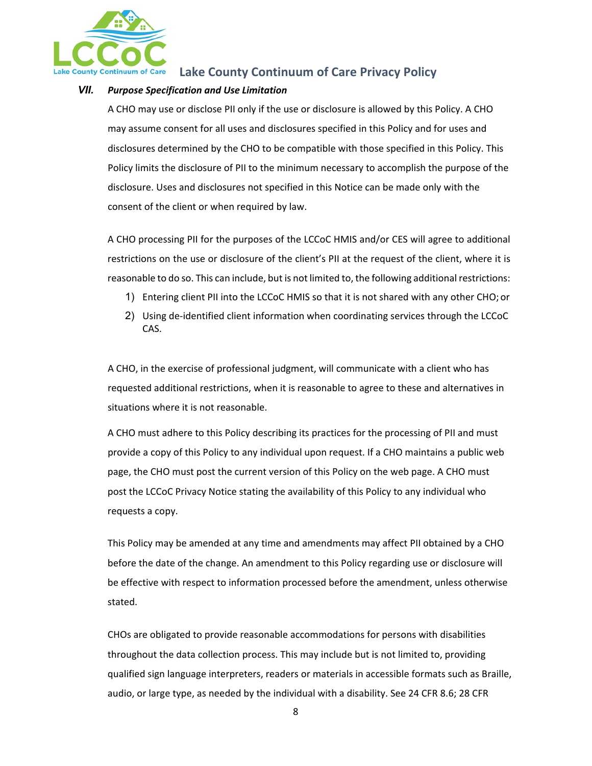### VII. *Purpose Specification and Use Limitation*

A CHO may use or disclose PII only if the use or disclosure is allowed by this Policy. A CHO may assume consent for all uses and disclosures specified in this Policy and for uses and disclosures determined by the CHO to be compatible with those specified in this Policy. This Policy limits the disclosure of PII to the minimum necessary to accomplish the purpose of the disclosure. Uses and disclosures not specified in this Notice can be made only with the consent of the client or when required by law.

A CHO processing PII for the purposes of the LCCoC HMIS and/or CES will agree to additional restrictions on the use or disclosure of the client's PII at the request of the client, where it is reasonable to do so. This can include, but is not limited to, the following additional restrictions:

1) Entering client PII into the LCCoC HMIS so that it is not shared with any other CHO; or
2) Using de-identified client information when coordinating services through the LCCoC CAS.

A CHO, in the exercise of professional judgment, will communicate with a client who has requested additional restrictions, when it is reasonable to agree to these and alternatives in situations where it is not reasonable.

A CHO must adhere to this Policy describing its practices for the processing of PII and must provide a copy of this Policy to any individual upon request. If a CHO maintains a public web page, the CHO must post the current version of this Policy on the web page. A CHO must post the LCCoC Privacy Notice stating the availability of this Policy to any individual who requests a copy.

This Policy may be amended at any time and amendments may affect PII obtained by a CHO before the date of the change. An amendment to this Policy regarding use or disclosure will be effective with respect to information processed before the amendment, unless otherwise stated.

CHOs are obligated to provide reasonable accommodations for persons with disabilities throughout the data collection process. This may include but is not limited to, providing qualified sign language interpreters, readers or materials in accessible formats such as Braille, audio, or large type, as needed by the individual with a disability. See 24 CFR 8.6; 28 CFR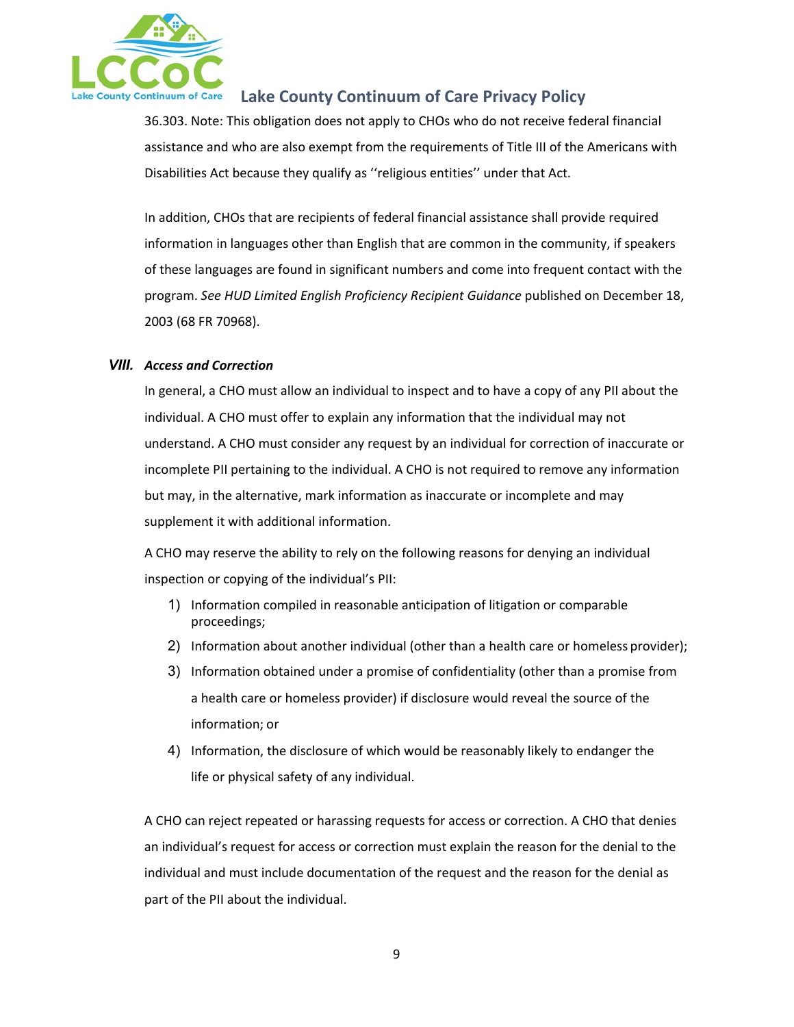36.303. Note: This obligation does not apply to CHOs who do not receive federal financial assistance and who are also exempt from the requirements of Title III of the Americans with Disabilities Act because they qualify as ''religious entities'' under that Act.

In addition, CHOs that are recipients of federal financial assistance shall provide required information in languages other than English that are common in the community, if speakers of these languages are found in significant numbers and come into frequent contact with the program. *See HUD Limited English Proficiency Recipient Guidance* published on December 18, 2003 (68 FR 70968).

## *VIII. Access and Correction*

In general, a CHO must allow an individual to inspect and to have a copy of any PII about the individual. A CHO must offer to explain any information that the individual may not understand. A CHO must consider any request by an individual for correction of inaccurate or incomplete PII pertaining to the individual. A CHO is not required to remove any information but may, in the alternative, mark information as inaccurate or incomplete and may supplement it with additional information.

A CHO may reserve the ability to rely on the following reasons for denying an individual inspection or copying of the individual's PII:

1) Information compiled in reasonable anticipation of litigation or comparable proceedings;
2) Information about another individual (other than a health care or homeless provider);
3) Information obtained under a promise of confidentiality (other than a promise from a health care or homeless provider) if disclosure would reveal the source of the information; or
4) Information, the disclosure of which would be reasonably likely to endanger the life or physical safety of any individual.

A CHO can reject repeated or harassing requests for access or correction. A CHO that denies an individual's request for access or correction must explain the reason for the denial to the individual and must include documentation of the request and the reason for the denial as part of the PII about the individual.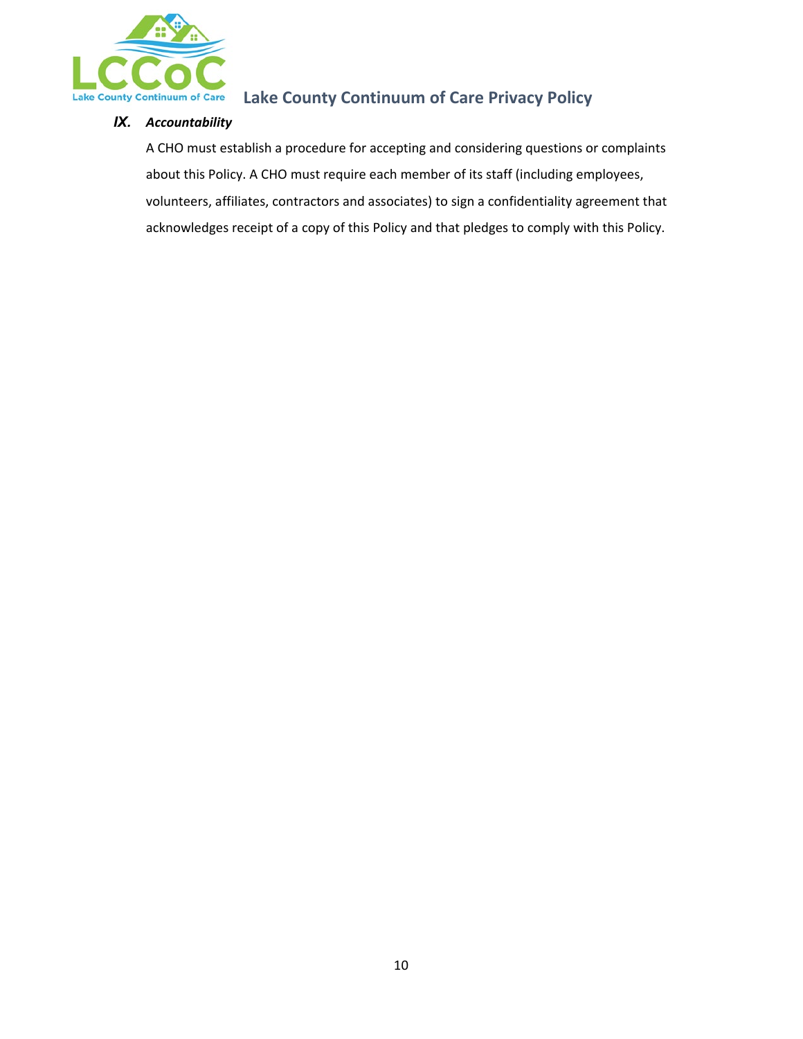### *IX. Accountability*

A CHO must establish a procedure for accepting and considering questions or complaints about this Policy. A CHO must require each member of its staff (including employees, volunteers, affiliates, contractors and associates) to sign a confidentiality agreement that acknowledges receipt of a copy of this Policy and that pledges to comply with this Policy.